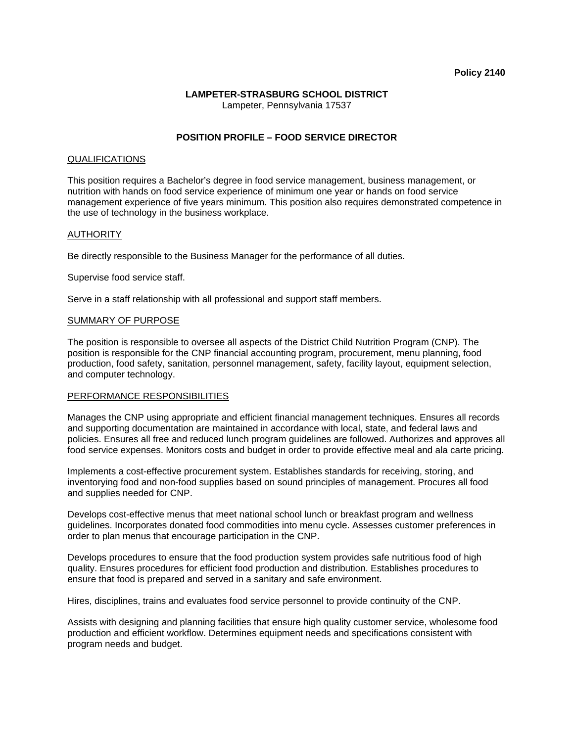**Policy 2140**

**LAMPETER-STRASBURG SCHOOL DISTRICT**
Lampeter, Pennsylvania 17537

# POSITION PROFILE – FOOD SERVICE DIRECTOR

## QUALIFICATIONS

This position requires a Bachelor's degree in food service management, business management, or nutrition with hands on food service experience of minimum one year or hands on food service management experience of five years minimum. This position also requires demonstrated competence in the use of technology in the business workplace.

## AUTHORITY

Be directly responsible to the Business Manager for the performance of all duties.

Supervise food service staff.

Serve in a staff relationship with all professional and support staff members.

## SUMMARY OF PURPOSE

The position is responsible to oversee all aspects of the District Child Nutrition Program (CNP). The position is responsible for the CNP financial accounting program, procurement, menu planning, food production, food safety, sanitation, personnel management, safety, facility layout, equipment selection, and computer technology.

## PERFORMANCE RESPONSIBILITIES

Manages the CNP using appropriate and efficient financial management techniques. Ensures all records and supporting documentation are maintained in accordance with local, state, and federal laws and policies. Ensures all free and reduced lunch program guidelines are followed. Authorizes and approves all food service expenses. Monitors costs and budget in order to provide effective meal and ala carte pricing.

Implements a cost-effective procurement system. Establishes standards for receiving, storing, and inventorying food and non-food supplies based on sound principles of management. Procures all food and supplies needed for CNP.

Develops cost-effective menus that meet national school lunch or breakfast program and wellness guidelines. Incorporates donated food commodities into menu cycle. Assesses customer preferences in order to plan menus that encourage participation in the CNP.

Develops procedures to ensure that the food production system provides safe nutritious food of high quality. Ensures procedures for efficient food production and distribution. Establishes procedures to ensure that food is prepared and served in a sanitary and safe environment.

Hires, disciplines, trains and evaluates food service personnel to provide continuity of the CNP.

Assists with designing and planning facilities that ensure high quality customer service, wholesome food production and efficient workflow. Determines equipment needs and specifications consistent with program needs and budget.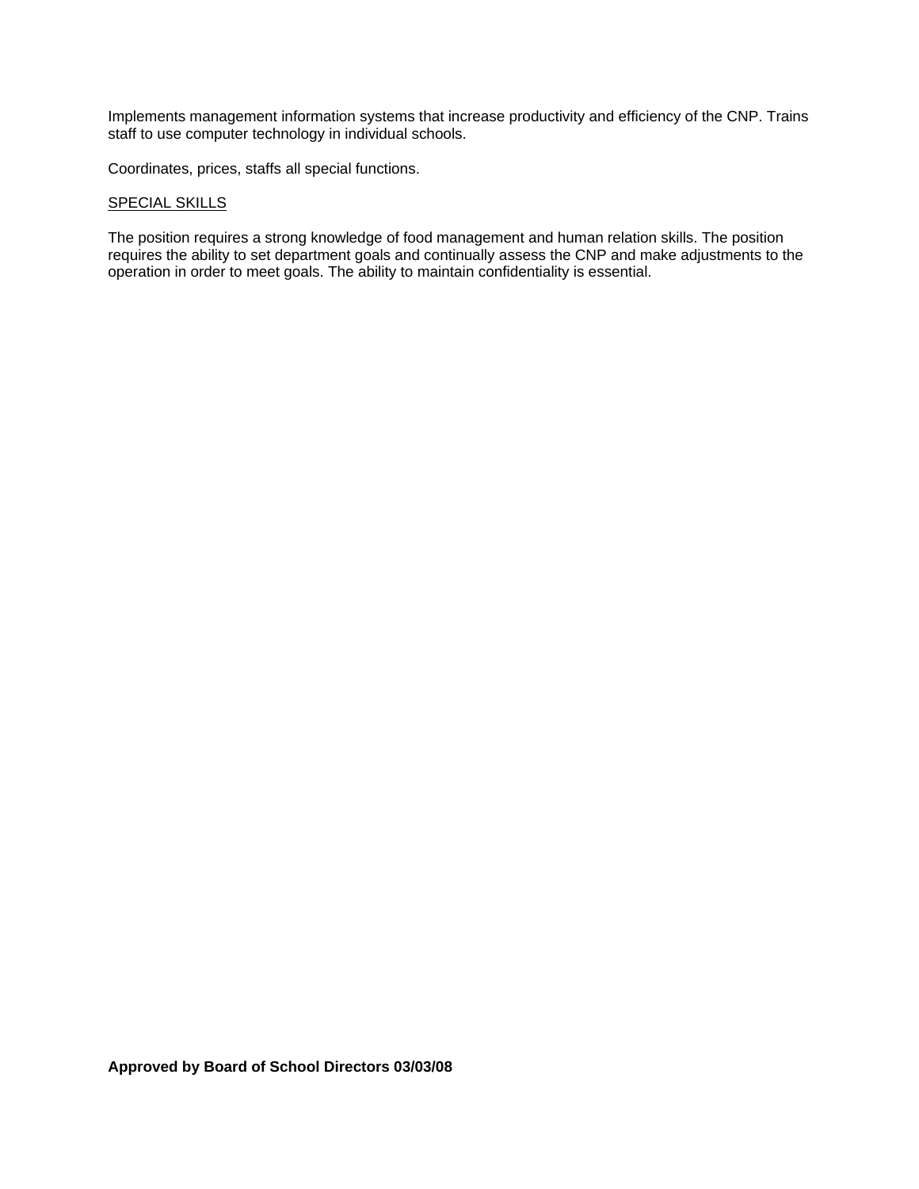Implements management information systems that increase productivity and efficiency of the CNP. Trains staff to use computer technology in individual schools.

Coordinates, prices, staffs all special functions.

## SPECIAL SKILLS

The position requires a strong knowledge of food management and human relation skills. The position requires the ability to set department goals and continually assess the CNP and make adjustments to the operation in order to meet goals. The ability to maintain confidentiality is essential.

**Approved by Board of School Directors 03/03/08**